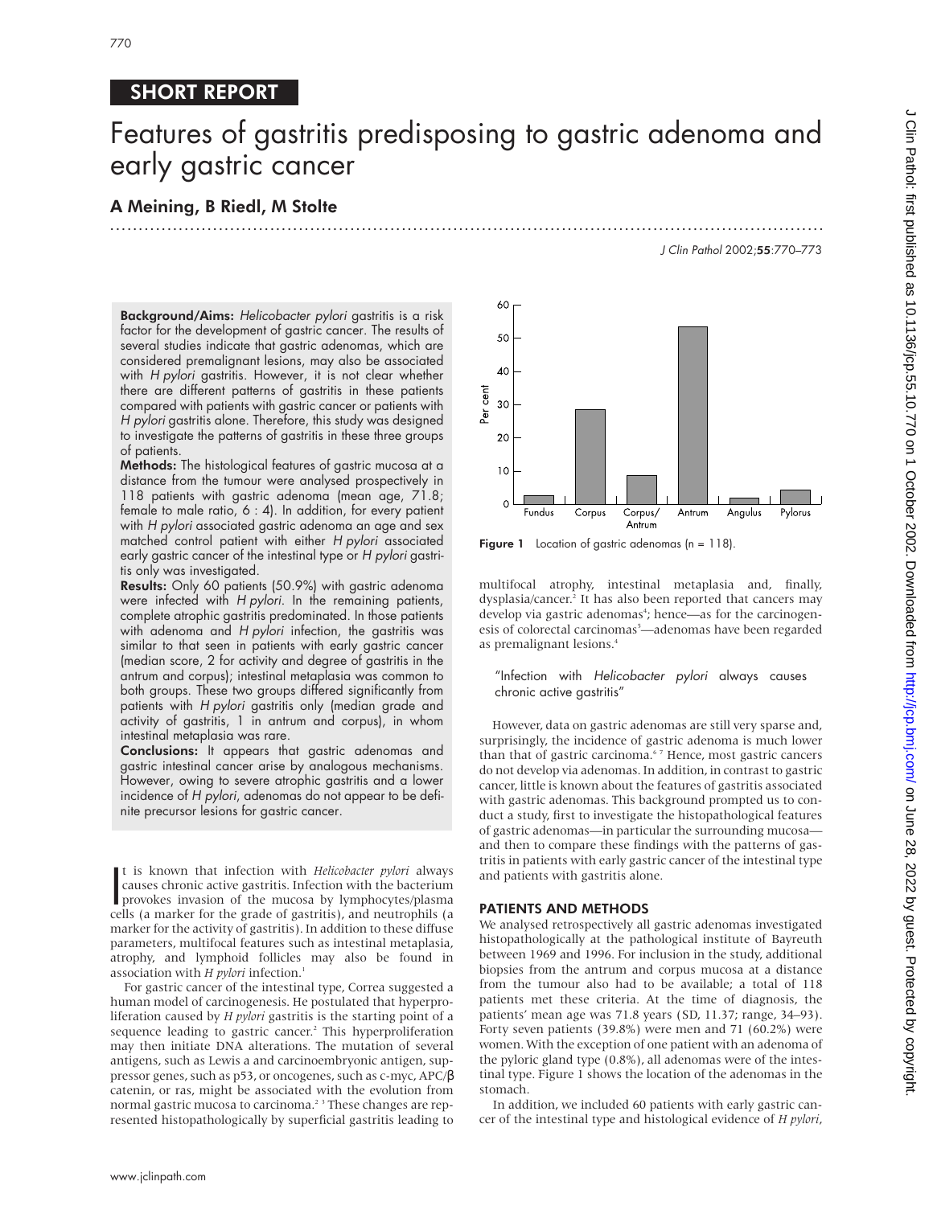SHORT REPORT

# Features of gastritis predisposing to gastric adenoma and early gastric cancer

## A Meining, B Riedl, M Stolte

**Background/Aims:** *Helicobacter pylori* gastritis is a risk factor for the development of gastric cancer. The results of several studies indicate that gastric adenomas, which are considered premalignant lesions, may also be associated with *H pylori* gastritis. However, it is not clear whether there are different patterns of gastritis in these patients compared with patients with gastric cancer or patients with *H pylori* gastritis alone. Therefore, this study was designed to investigate the patterns of gastritis in these three groups of patients.

**Methods:** The histological features of gastric mucosa at a distance from the tumour were analysed prospectively in 118 patients with gastric adenoma (mean age, 71.8; female to male ratio, 6 : 4). In addition, for every patient with *H pylori* associated gastric adenoma an age and sex matched control patient with either *H pylori* associated early gastric cancer of the intestinal type or *H pylori* gastritis only was investigated.

**Results:** Only 60 patients (50.9%) with gastric adenoma were infected with *H pylori*. In the remaining patients, complete atrophic gastritis predominated. In those patients with adenoma and *H pylori* infection, the gastritis was similar to that seen in patients with early gastric cancer (median score, 2 for activity and degree of gastritis in the antrum and corpus); intestinal metaplasia was common to both groups. These two groups differed significantly from patients with *H pylori* gastritis only (median grade and activity of gastritis, 1 in antrum and corpus), in whom intestinal metaplasia was rare.

**Conclusions:** It appears that gastric adenomas and gastric intestinal cancer arise by analogous mechanisms. However, owing to severe atrophic gastritis and a lower incidence of *H pylori*, adenomas do not appear to be definite precursor lesions for gastric cancer.

It is known that infection with *Helicobacter pylori* always causes chronic active gastritis. Infection with the bacterium provokes invasion of the mucosa by lymphocytes/plasma cells (a marker for the grade of gastritis), and neutrophils (a marker for the activity of gastritis). In addition to these diffuse parameters, multifocal features such as intestinal metaplasia, atrophy, and lymphoid follicles may also be found in association with *H pylori* infection.[1]

For gastric cancer of the intestinal type, Correa suggested a human model of carcinogenesis. He postulated that hyperproliferation caused by *H pylori* gastritis is the starting point of a sequence leading to gastric cancer.[2] This hyperproliferation may then initiate DNA alterations. The mutation of several antigens, such as Lewis a and carcinoembryonic antigen, suppressor genes, such as p53, or oncogenes, such as c-myc, APC/β catenin, or ras, might be associated with the evolution from normal gastric mucosa to carcinoma.[2,3] These changes are represented histopathologically by superficial gastritis leading to multifocal atrophy, intestinal metaplasia and, finally, dysplasia/cancer.[2] It has also been reported that cancers may develop via gastric adenomas[4]; hence—as for the carcinogenesis of colorectal carcinomas[5]—adenomas have been regarded as premalignant lesions.[4]

> "Infection with *Helicobacter pylori* always causes chronic active gastritis"

However, data on gastric adenomas are still very sparse and, surprisingly, the incidence of gastric adenoma is much lower than that of gastric carcinoma.[6,7] Hence, most gastric cancers do not develop via adenomas. In addition, in contrast to gastric cancer, little is known about the features of gastritis associated with gastric adenomas. This background prompted us to conduct a study, first to investigate the histopathological features of gastric adenomas—in particular the surrounding mucosa—and then to compare these findings with the patterns of gastritis in patients with early gastric cancer of the intestinal type and patients with gastritis alone.

**Figure 1** Location of gastric adenomas (n = 118).

## PATIENTS AND METHODS

We analysed retrospectively all gastric adenomas investigated histopathologically at the pathological institute of Bayreuth between 1969 and 1996. For inclusion in the study, additional biopsies from the antrum and corpus mucosa at a distance from the tumour also had to be available; a total of 118 patients met these criteria. At the time of diagnosis, the patients' mean age was 71.8 years (SD, 11.37; range, 34–93). Forty seven patients (39.8%) were men and 71 (60.2%) were women. With the exception of one patient with an adenoma of the pyloric gland type (0.8%), all adenomas were of the intestinal type. Figure 1 shows the location of the adenomas in the stomach.

In addition, we included 60 patients with early gastric cancer of the intestinal type and histological evidence of *H pylori*,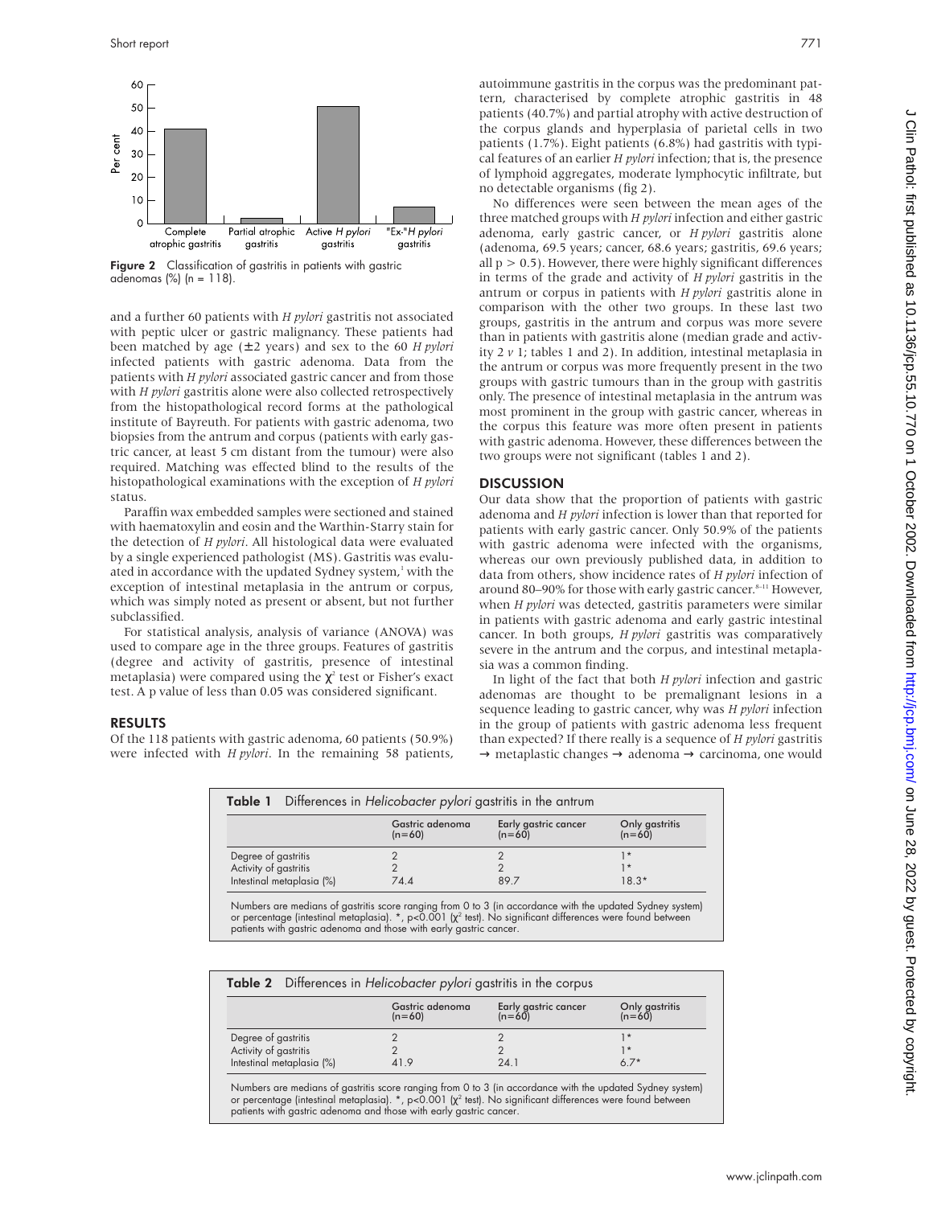Figure 2 Classification of gastritis in patients with gastric adenomas (%) (n = 118).

and a further 60 patients with *H pylori* gastritis not associated with peptic ulcer or gastric malignancy. These patients had been matched by age (±2 years) and sex to the 60 *H pylori* infected patients with gastric adenoma. Data from the patients with *H pylori* associated gastric cancer and from those with *H pylori* gastritis alone were also collected retrospectively from the histopathological record forms at the pathological institute of Bayreuth. For patients with gastric adenoma, two biopsies from the antrum and corpus (patients with early gastric cancer, at least 5 cm distant from the tumour) were also required. Matching was effected blind to the results of the histopathological examinations with the exception of *H pylori* status.

Paraffin wax embedded samples were sectioned and stained with haematoxylin and eosin and the Warthin-Starry stain for the detection of *H pylori*. All histological data were evaluated by a single experienced pathologist (MS). Gastritis was evaluated in accordance with the updated Sydney system,[1] with the exception of intestinal metaplasia in the antrum or corpus, which was simply noted as present or absent, but not further subclassified.

For statistical analysis, analysis of variance (ANOVA) was used to compare age in the three groups. Features of gastritis (degree and activity of gastritis, presence of intestinal metaplasia) were compared using the $\chi^2$ test or Fisher's exact test. A p value of less than 0.05 was considered significant.

## RESULTS

Of the 118 patients with gastric adenoma, 60 patients (50.9%) were infected with *H pylori*. In the remaining 58 patients, autoimmune gastritis in the corpus was the predominant pattern, characterised by complete atrophic gastritis in 48 patients (40.7%) and partial atrophy with active destruction of the corpus glands and hyperplasia of parietal cells in two patients (1.7%). Eight patients (6.8%) had gastritis with typical features of an earlier *H pylori* infection; that is, the presence of lymphoid aggregates, moderate lymphocytic infiltrate, but no detectable organisms (fig 2).

No differences were seen between the mean ages of the three matched groups with *H pylori* infection and either gastric adenoma, early gastric cancer, or *H pylori* gastritis alone (adenoma, 69.5 years; cancer, 68.6 years; gastritis, 69.6 years; all $p > 0.5$). However, there were highly significant differences in terms of the grade and activity of *H pylori* gastritis in the antrum or corpus in patients with *H pylori* gastritis alone in comparison with the other two groups. In these last two groups, gastritis in the antrum and corpus was more severe than in patients with gastritis alone (median grade and activity 2 *v* 1; tables 1 and 2). In addition, intestinal metaplasia in the antrum or corpus was more frequently present in the two groups with gastric tumours than in the group with gastritis only. The presence of intestinal metaplasia in the antrum was most prominent in the group with gastric cancer, whereas in the corpus this feature was more often present in patients with gastric adenoma. However, these differences between the two groups were not significant (tables 1 and 2).

## DISCUSSION

Our data show that the proportion of patients with gastric adenoma and *H pylori* infection is lower than that reported for patients with early gastric cancer. Only 50.9% of the patients with gastric adenoma were infected with the organisms, whereas our own previously published data, in addition to data from others, show incidence rates of *H pylori* infection of around 80–90% for those with early gastric cancer.[8–11] However, when *H pylori* was detected, gastritis parameters were similar in patients with gastric adenoma and early gastric intestinal cancer. In both groups, *H pylori* gastritis was comparatively severe in the antrum and the corpus, and intestinal metaplasia was a common finding.

In light of the fact that both *H pylori* infection and gastric adenomas are thought to be premalignant lesions in a sequence leading to gastric cancer, why was *H pylori* infection in the group of patients with gastric adenoma less frequent than expected? If there really is a sequence of *H pylori* gastritis → metaplastic changes → adenoma → carcinoma, one would

**Table 1** Differences in *Helicobacter pylori* gastritis in the antrum

| | Gastric adenoma (n=60) | Early gastric cancer (n=60) | Only gastritis (n=60) |
|---|---|---|---|
| Degree of gastritis | 2 | 2 | 1* |
| Activity of gastritis | 2 | 2 | 1* |
| Intestinal metaplasia (%) | 74.4 | 89.7 | 18.3* |

Numbers are medians of gastritis score ranging from 0 to 3 (in accordance with the updated Sydney system) or percentage (intestinal metaplasia). *, $p<0.001$ ($\chi^2$ test). No significant differences were found between patients with gastric adenoma and those with early gastric cancer.

**Table 2** Differences in *Helicobacter pylori* gastritis in the corpus

| | Gastric adenoma (n=60) | Early gastric cancer (n=60) | Only gastritis (n=60) |
|---|---|---|---|
| Degree of gastritis | 2 | 2 | 1* |
| Activity of gastritis | 2 | 2 | 1* |
| Intestinal metaplasia (%) | 41.9 | 24.1 | 6.7* |

Numbers are medians of gastritis score ranging from 0 to 3 (in accordance with the updated Sydney system) or percentage (intestinal metaplasia). *, $p<0.001$ ($\chi^2$ test). No significant differences were found between patients with gastric adenoma and those with early gastric cancer.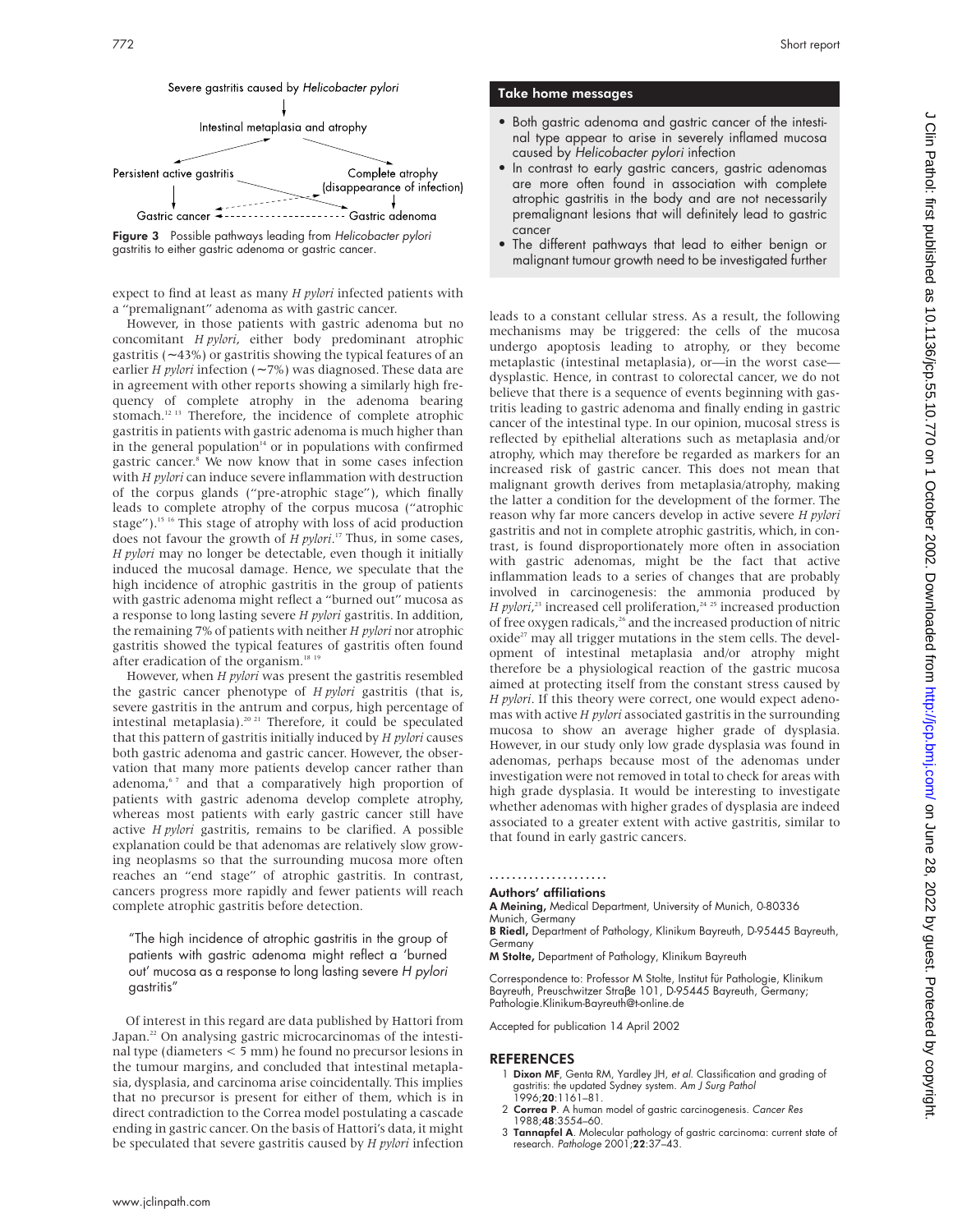Severe gastritis caused by *Helicobacter pylori*

Intestinal metaplasia and atrophy

Persistent active gastritis

Complete atrophy (disappearance of infection)

Gastric cancer

Gastric adenoma

**Figure 3** Possible pathways leading from *Helicobacter pylori* gastritis to either gastric adenoma or gastric cancer.

expect to find at least as many *H pylori* infected patients with a "premalignant" adenoma as with gastric cancer.

However, in those patients with gastric adenoma but no concomitant *H pylori*, either body predominant atrophic gastritis (~43%) or gastritis showing the typical features of an earlier *H pylori* infection (~7%) was diagnosed. These data are in agreement with other reports showing a similarly high frequency of complete atrophy in the adenoma bearing stomach.[12,13] Therefore, the incidence of complete atrophic gastritis in patients with gastric adenoma is much higher than in the general population[14] or in populations with confirmed gastric cancer.[8] We now know that in some cases infection with *H pylori* can induce severe inflammation with destruction of the corpus glands ("pre-atrophic stage"), which finally leads to complete atrophy of the corpus mucosa ("atrophic stage").[15,16] This stage of atrophy with loss of acid production does not favour the growth of *H pylori*.[17] Thus, in some cases, *H pylori* may no longer be detectable, even though it initially induced the mucosal damage. Hence, we speculate that the high incidence of atrophic gastritis in the group of patients with gastric adenoma might reflect a "burned out" mucosa as a response to long lasting severe *H pylori* gastritis. In addition, the remaining 7% of patients with neither *H pylori* nor atrophic gastritis showed the typical features of gastritis often found after eradication of the organism.[18,19]

However, when *H pylori* was present the gastritis resembled the gastric cancer phenotype of *H pylori* gastritis (that is, severe gastritis in the antrum and corpus, high percentage of intestinal metaplasia).[20,21] Therefore, it could be speculated that this pattern of gastritis initially induced by *H pylori* causes both gastric adenoma and gastric cancer. However, the observation that many more patients develop cancer rather than adenoma,[6,7] and that a comparatively high proportion of patients with gastric adenoma develop complete atrophy, whereas most patients with early gastric cancer still have active *H pylori* gastritis, remains to be clarified. A possible explanation could be that adenomas are relatively slow growing neoplasms so that the surrounding mucosa more often reaches an "end stage" of atrophic gastritis. In contrast, cancers progress more rapidly and fewer patients will reach complete atrophic gastritis before detection.

> "The high incidence of atrophic gastritis in the group of patients with gastric adenoma might reflect a 'burned out' mucosa as a response to long lasting severe *H pylori* gastritis"

Of interest in this regard are data published by Hattori from Japan.[22] On analysing gastric microcarcinomas of the intestinal type (diameters < 5 mm) he found no precursor lesions in the tumour margins, and concluded that intestinal metaplasia, dysplasia, and carcinoma arise coincidentally. This implies that no precursor is present for either of them, which is in direct contradiction to the Correa model postulating a cascade ending in gastric cancer. On the basis of Hattori's data, it might be speculated that severe gastritis caused by *H pylori* infection leads to a constant cellular stress. As a result, the following mechanisms may be triggered: the cells of the mucosa undergo apoptosis leading to atrophy, or they become metaplastic (intestinal metaplasia), or—in the worst case—dysplastic. Hence, in contrast to colorectal cancer, we do not believe that there is a sequence of events beginning with gastritis leading to gastric adenoma and finally ending in gastric cancer of the intestinal type. In our opinion, mucosal stress is reflected by epithelial alterations such as metaplasia and/or atrophy, which may therefore be regarded as markers for an increased risk of gastric cancer. This does not mean that malignant growth derives from metaplasia/atrophy, making the latter a condition for the development of the former. The reason why far more cancers develop in active severe *H pylori* gastritis and not in complete atrophic gastritis, which, in contrast, is found disproportionately more often in association with gastric adenomas, might be the fact that active inflammation leads to a series of changes that are probably involved in carcinogenesis: the ammonia produced by *H pylori*,[23] increased cell proliferation,[24,25] increased production of free oxygen radicals,[26] and the increased production of nitric oxide[27] may all trigger mutations in the stem cells. The development of intestinal metaplasia and/or atrophy might therefore be a physiological reaction of the gastric mucosa aimed at protecting itself from the constant stress caused by *H pylori*. If this theory were correct, one would expect adenomas with active *H pylori* associated gastritis in the surrounding mucosa to show an average higher grade of dysplasia. However, in our study only low grade dysplasia was found in adenomas, perhaps because most of the adenomas under investigation were not removed in total to check for areas with high grade dysplasia. It would be interesting to investigate whether adenomas with higher grades of dysplasia are indeed associated to a greater extent with active gastritis, similar to that found in early gastric cancers.

## Take home messages

- Both gastric adenoma and gastric cancer of the intestinal type appear to arise in severely inflamed mucosa caused by *Helicobacter pylori* infection
- In contrast to early gastric cancers, gastric adenomas are more often found in association with complete atrophic gastritis in the body and are not necessarily premalignant lesions that will definitely lead to gastric cancer
- The different pathways that lead to either benign or malignant tumour growth need to be investigated further

### Authors' affiliations

**A Meining,** Medical Department, University of Munich, 0-80336 Munich, Germany

**B Riedl,** Department of Pathology, Klinikum Bayreuth, D-95445 Bayreuth, Germany

**M Stolte,** Department of Pathology, Klinikum Bayreuth

Correspondence to: Professor M Stolte, Institut für Pathologie, Klinikum Bayreuth, Preuschwitzer Straβe 101, D-95445 Bayreuth, Germany; Pathologie.Klinikum-Bayreuth@t-online.de

Accepted for publication 14 April 2002

## REFERENCES

1. **Dixon MF**, Genta RM, Yardley JH, *et al*. Classification and grading of gastritis: the updated Sydney system. *Am J Surg Pathol* 1996;**20**:1161–81.
2. **Correa P**. A human model of gastric carcinogenesis. *Cancer Res* 1988;**48**:3554–60.
3. **Tannapfel A**. Molecular pathology of gastric carcinoma: current state of research. *Pathologe* 2001;**22**:37–43.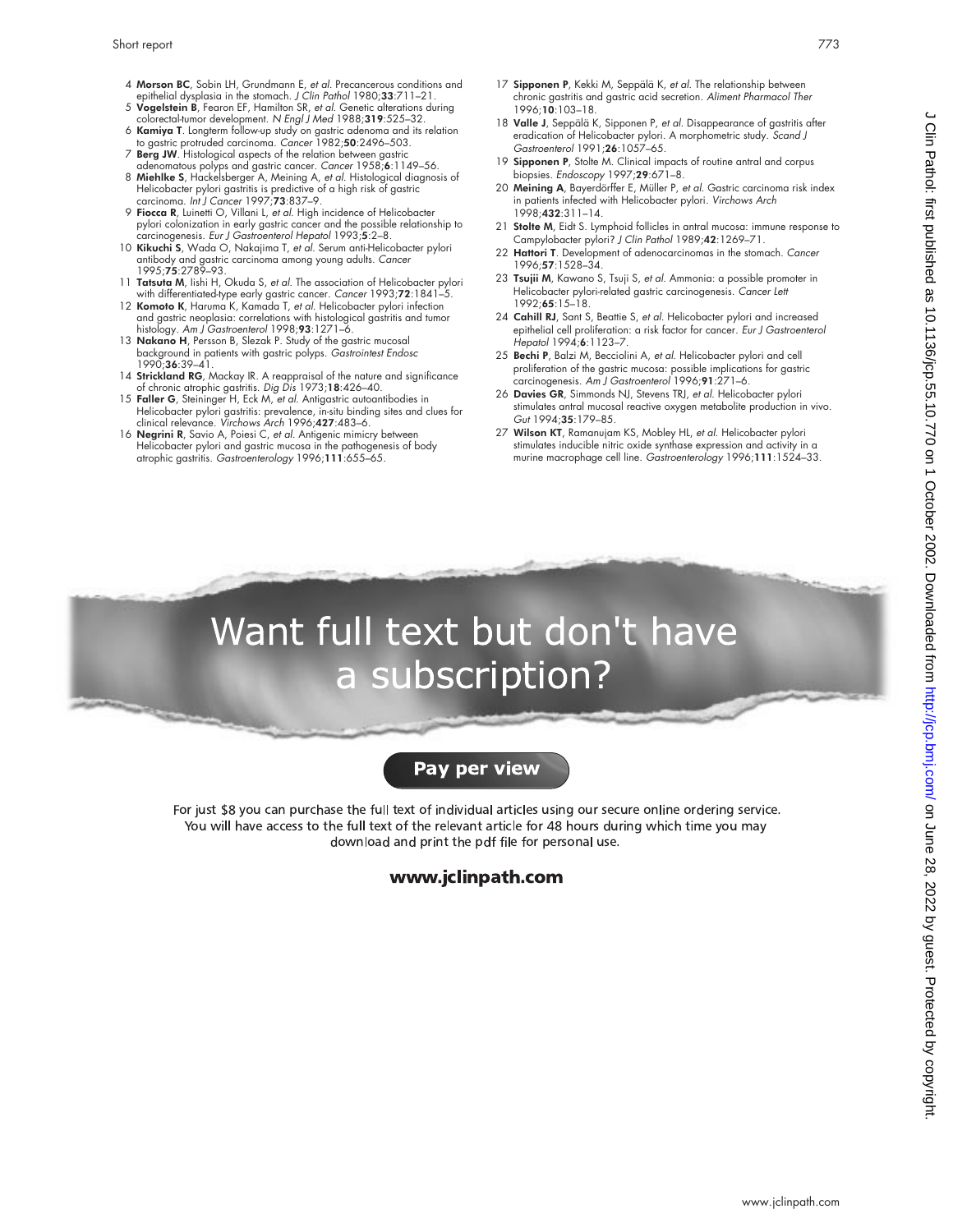4 **Morson BC**, Sobin LH, Grundmann E, *et al*. Precancerous conditions and epithelial dysplasia in the stomach. *J Clin Pathol* 1980;**33**:711–21.

5 **Vogelstein B**, Fearon EF, Hamilton SR, *et al*. Genetic alterations during colorectal-tumor development. *N Engl J Med* 1988;**319**:525–32.

6 **Kamiya T**. Longterm follow-up study on gastric adenoma and its relation to gastric protruded carcinoma. *Cancer* 1982;**50**:2496–503.

7 **Berg JW**. Histological aspects of the relation between gastric adenomatous polyps and gastric cancer. *Cancer* 1958;**6**:1149–56.

8 **Miehlke S**, Hackelsberger A, Meining A, *et al*. Histological diagnosis of Helicobacter pylori gastritis is predictive of a high risk of gastric carcinoma. *Int J Cancer* 1997;**73**:837–9.

9 **Fiocca R**, Luinetti O, Villani L, *et al*. High incidence of Helicobacter pylori colonization in early gastric cancer and the possible relationship to carcinogenesis. *Eur J Gastroenterol Hepatol* 1993;**5**:2–8.

10 **Kikuchi S**, Wada O, Nakajima T, *et al*. Serum anti-Helicobacter pylori antibody and gastric carcinoma among young adults. *Cancer* 1995;**75**:2789–93.

11 **Tatsuta M**, Iishi H, Okuda S, *et al*. The association of Helicobacter pylori with differentiated-type early gastric cancer. *Cancer* 1993;**72**:1841–5.

12 **Komoto K**, Haruma K, Kamada T, *et al*. Helicobacter pylori infection and gastric neoplasia: correlations with histological gastritis and tumor histology. *Am J Gastroenterol* 1998;**93**:1271–6.

13 **Nakano H**, Persson B, Slezak P. Study of the gastric mucosal background in patients with gastric polyps. *Gastrointest Endosc* 1990;**36**:39–41.

14 **Strickland RG**, Mackay IR. A reappraisal of the nature and significance of chronic atrophic gastritis. *Dig Dis* 1973;**18**:426–40.

15 **Faller G**, Steininger H, Eck M, *et al*. Antigastric autoantibodies in Helicobacter pylori gastritis: prevalence, in-situ binding sites and clues for clinical relevance. *Virchows Arch* 1996;**427**:483–6.

16 **Negrini R**, Savio A, Poiesi C, *et al*. Antigenic mimicry between Helicobacter pylori and gastric mucosa in the pathogenesis of body atrophic gastritis. *Gastroenterology* 1996;**111**:655–65.

17 **Sipponen P**, Kekki M, Seppälä K, *et al*. The relationship between chronic gastritis and gastric acid secretion. *Aliment Pharmacol Ther* 1996;**10**:103–18.

18 **Valle J**, Seppälä K, Sipponen P, *et al*. Disappearance of gastritis after eradication of Helicobacter pylori. A morphometric study. *Scand J Gastroenterol* 1991;**26**:1057–65.

19 **Sipponen P**, Stolte M. Clinical impacts of routine antral and corpus biopsies. *Endoscopy* 1997;**29**:671–8.

20 **Meining A**, Bayerdörffer E, Müller P, *et al*. Gastric carcinoma risk index in patients infected with Helicobacter pylori. *Virchows Arch* 1998;**432**:311–14.

21 **Stolte M**, Eidt S. Lymphoid follicles in antral mucosa: immune response to Campylobacter pylori? *J Clin Pathol* 1989;**42**:1269–71.

22 **Hattori T**. Development of adenocarcinomas in the stomach. *Cancer* 1996;**57**:1528–34.

23 **Tsujii M**, Kawano S, Tsuji S, *et al*. Ammonia: a possible promoter in Helicobacter pylori-related gastric carcinogenesis. *Cancer Lett* 1992;**65**:15–18.

24 **Cahill RJ**, Sant S, Beattie S, *et al*. Helicobacter pylori and increased epithelial cell proliferation: a risk factor for cancer. *Eur J Gastroenterol Hepatol* 1994;**6**:1123–7.

25 **Bechi P**, Balzi M, Becciolini A, *et al*. Helicobacter pylori and cell proliferation of the gastric mucosa: possible implications for gastric carcinogenesis. *Am J Gastroenterol* 1996;**91**:271–6.

26 **Davies GR**, Simmonds NJ, Stevens TRJ, *et al*. Helicobacter pylori stimulates antral mucosal reactive oxygen metabolite production in vivo. *Gut* 1994;**35**:179–85.

27 **Wilson KT**, Ramanujam KS, Mobley HL, *et al*. Helicobacter pylori stimulates inducible nitric oxide synthase expression and activity in a murine macrophage cell line. *Gastroenterology* 1996;**111**:1524–33.

Want full text but don't have a subscription?

**Pay per view**

For just $8 you can purchase the full text of individual articles using our secure online ordering service. You will have access to the full text of the relevant article for 48 hours during which time you may download and print the pdf file for personal use.

**www.jclinpath.com**